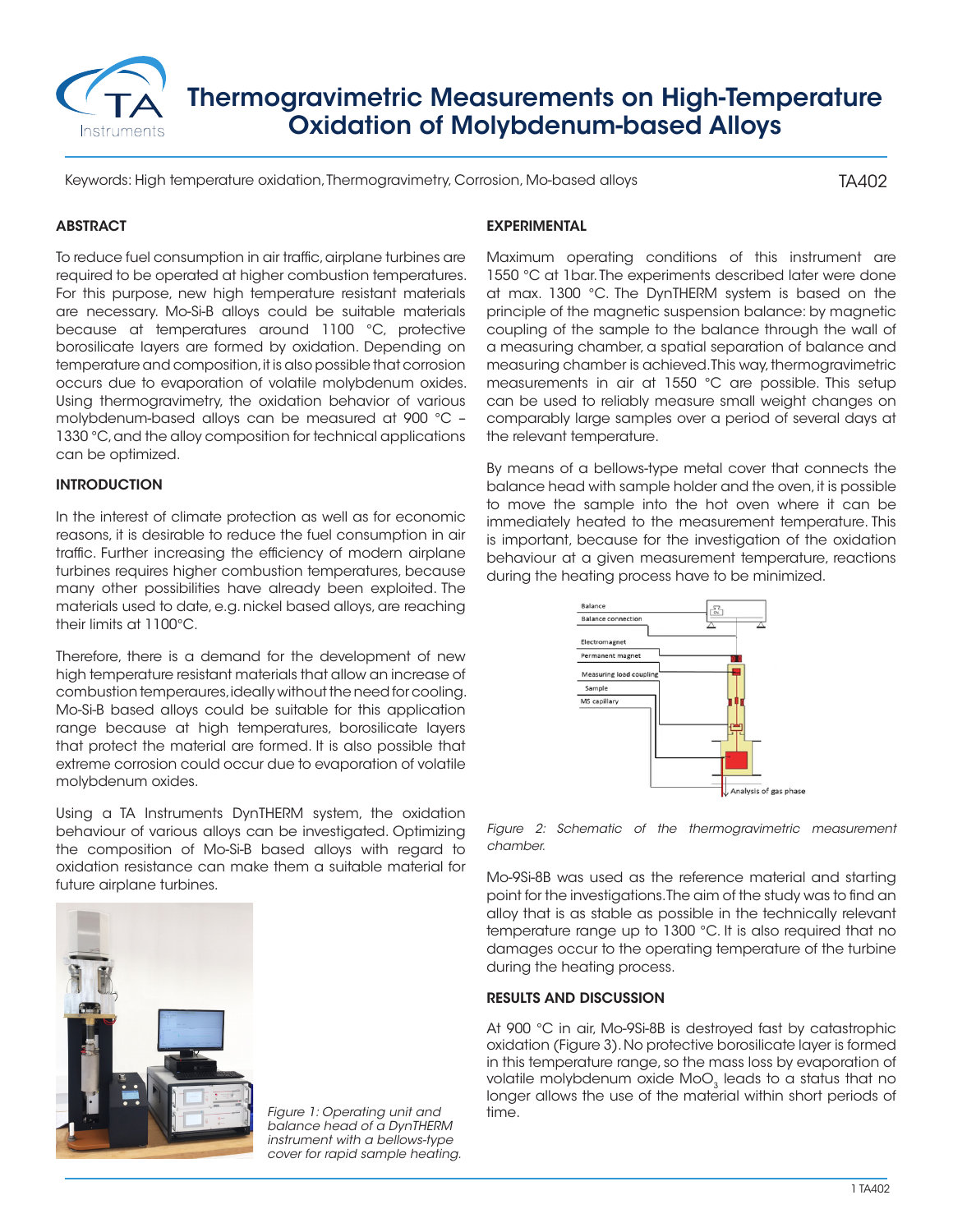# Thermogravimetric Measurements on High-Temperature Oxidation of Molybdenum-based Alloys

Keywords: High temperature oxidation, Thermogravimetry, Corrosion, Mo-based alloys

TA402

## ABSTRACT

To reduce fuel consumption in air traffic, airplane turbines are required to be operated at higher combustion temperatures. For this purpose, new high temperature resistant materials are necessary. Mo-Si-B alloys could be suitable materials because at temperatures around 1100 °C, protective borosilicate layers are formed by oxidation. Depending on temperature and composition, it is also possible that corrosion occurs due to evaporation of volatile molybdenum oxides. Using thermogravimetry, the oxidation behavior of various molybdenum-based alloys can be measured at 900 °C – 1330 °C, and the alloy composition for technical applications can be optimized.

## INTRODUCTION

In the interest of climate protection as well as for economic reasons, it is desirable to reduce the fuel consumption in air traffic. Further increasing the efficiency of modern airplane turbines requires higher combustion temperatures, because many other possibilities have already been exploited. The materials used to date, e.g. nickel based alloys, are reaching their limits at 1100°C.

Therefore, there is a demand for the development of new high temperature resistant materials that allow an increase of combustion temperatures, ideally without the need for cooling. Mo-Si-B based alloys could be suitable for this application range because at high temperatures, borosilicate layers that protect the material are formed. It is also possible that extreme corrosion could occur due to evaporation of volatile molybdenum oxides.

Using a TA Instruments DynTHERM system, the oxidation behaviour of various alloys can be investigated. Optimizing the composition of Mo-Si-B based alloys with regard to oxidation resistance can make them a suitable material for future airplane turbines.

*Figure 1: Operating unit and balance head of a DynTHERM instrument with a bellows-type cover for rapid sample heating.*

## EXPERIMENTAL

Maximum operating conditions of this instrument are 1550 °C at 1bar. The experiments described later were done at max. 1300 °C. The DynTHERM system is based on the principle of the magnetic suspension balance: by magnetic coupling of the sample to the balance through the wall of a measuring chamber, a spatial separation of balance and measuring chamber is achieved. This way, thermogravimetric measurements in air at 1550 °C are possible. This setup can be used to reliably measure small weight changes on comparably large samples over a period of several days at the relevant temperature.

By means of a bellows-type metal cover that connects the balance head with sample holder and the oven, it is possible to move the sample into the hot oven where it can be immediately heated to the measurement temperature. This is important, because for the investigation of the oxidation behaviour at a given measurement temperature, reactions during the heating process have to be minimized.

*Figure 2: Schematic of the thermogravimetric measurement chamber.*

Mo-9Si-8B was used as the reference material and starting point for the investigations. The aim of the study was to find an alloy that is as stable as possible in the technically relevant temperature range up to 1300 °C. It is also required that no damages occur to the operating temperature of the turbine during the heating process.

## RESULTS AND DISCUSSION

At 900 °C in air, Mo-9Si-8B is destroyed fast by catastrophic oxidation (Figure 3). No protective borosilicate layer is formed in this temperature range, so the mass loss by evaporation of volatile molybdenum oxide $MoO_3$ leads to a status that no longer allows the use of the material within short periods of time.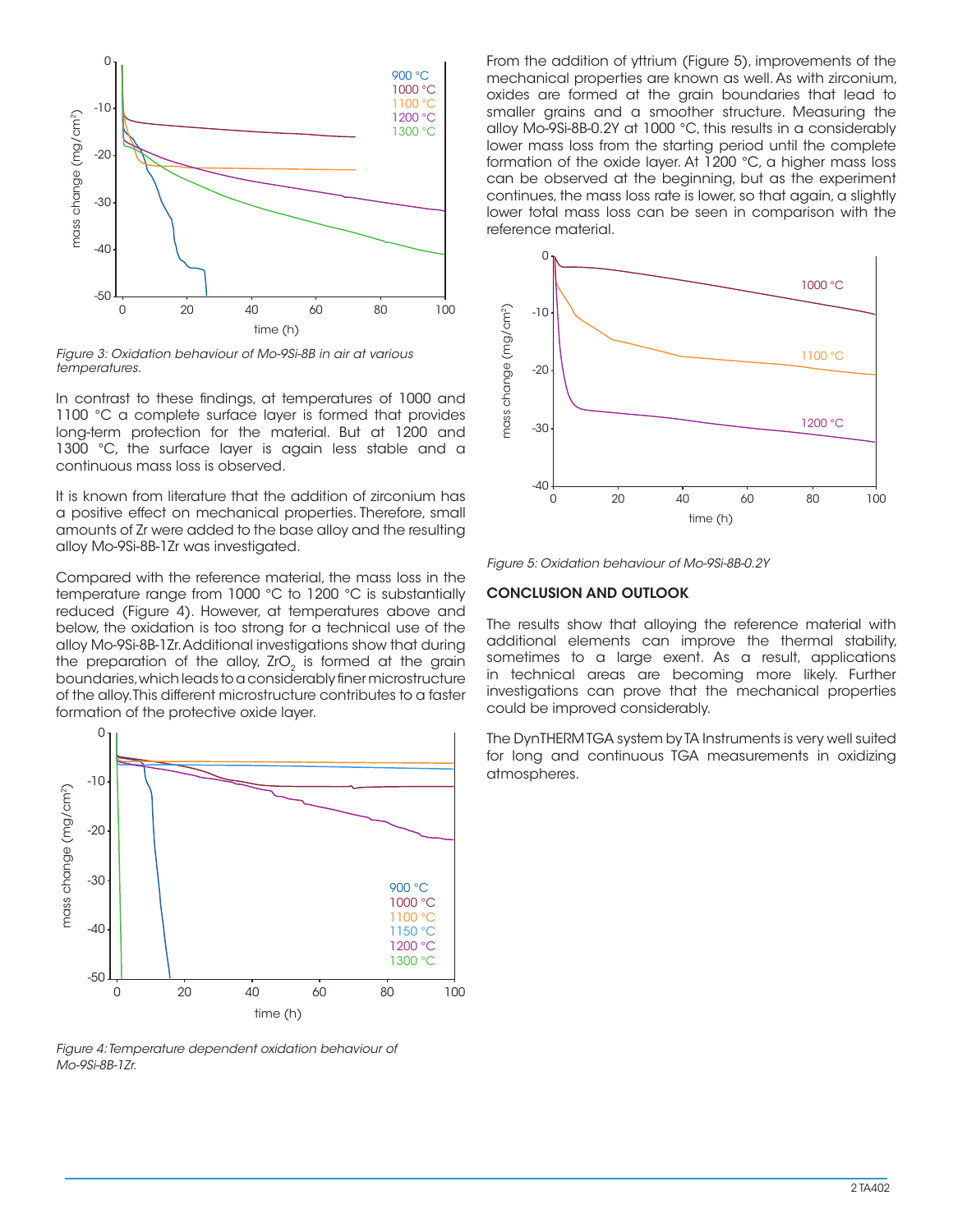Figure 3: Oxidation behaviour of Mo-9Si-8B in air at various temperatures.

In contrast to these findings, at temperatures of 1000 and 1100 °C a complete surface layer is formed that provides long-term protection for the material. But at 1200 and 1300 °C, the surface layer is again less stable and a continuous mass loss is observed.

It is known from literature that the addition of zirconium has a positive effect on mechanical properties. Therefore, small amounts of Zr were added to the base alloy and the resulting alloy Mo-9Si-8B-1Zr was investigated.

Compared with the reference material, the mass loss in the temperature range from 1000 °C to 1200 °C is substantially reduced (Figure 4). However, at temperatures above and below, the oxidation is too strong for a technical use of the alloy Mo-9Si-8B-1Zr. Additional investigations show that during the preparation of the alloy, $ZrO_2$ is formed at the grain boundaries, which leads to a considerably finer microstructure of the alloy. This different microstructure contributes to a faster formation of the protective oxide layer.

Figure 4: Temperature dependent oxidation behaviour of Mo-9Si-8B-1Zr.

From the addition of yttrium (Figure 5), improvements of the mechanical properties are known as well. As with zirconium, oxides are formed at the grain boundaries that lead to smaller grains and a smoother structure. Measuring the alloy Mo-9Si-8B-0.2Y at 1000 °C, this results in a considerably lower mass loss from the starting period until the complete formation of the oxide layer. At 1200 °C, a higher mass loss can be observed at the beginning, but as the experiment continues, the mass loss rate is lower, so that again, a slightly lower total mass loss can be seen in comparison with the reference material.

Figure 5: Oxidation behaviour of Mo-9Si-8B-0.2Y

## CONCLUSION AND OUTLOOK

The results show that alloying the reference material with additional elements can improve the thermal stability, sometimes to a large exent. As a result, applications in technical areas are becoming more likely. Further investigations can prove that the mechanical properties could be improved considerably.

The DynTHERM TGA system by TA Instruments is very well suited for long and continuous TGA measurements in oxidizing atmospheres.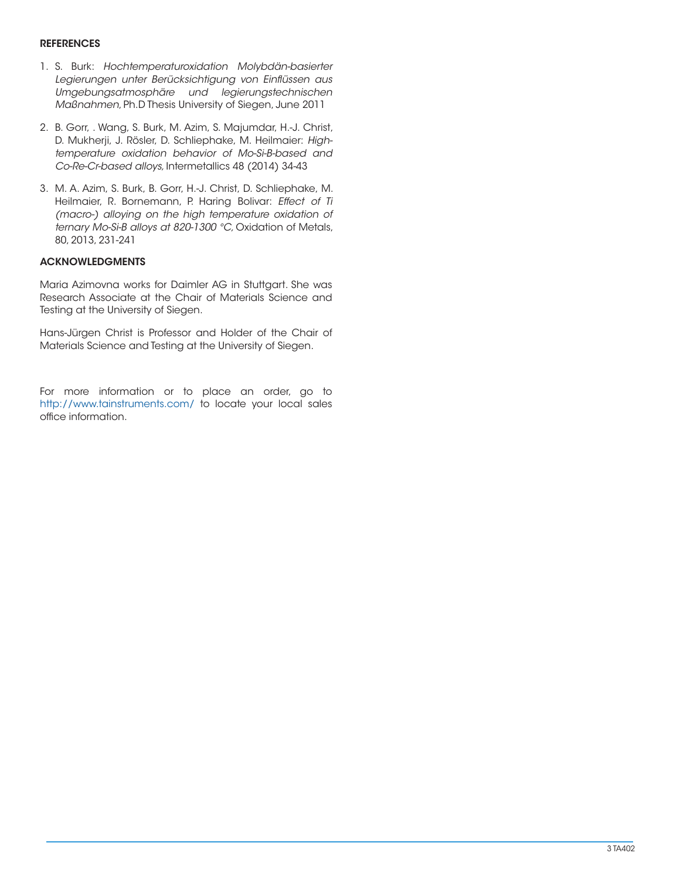## REFERENCES

1. S. Burk: *Hochtemperaturoxidation Molybdän-basierter Legierungen unter Berücksichtigung von Einflüssen aus Umgebungsatmosphäre und legierungstechnischen Maßnahmen*, Ph.D Thesis University of Siegen, June 2011

2. B. Gorr, . Wang, S. Burk, M. Azim, S. Majumdar, H.-J. Christ, D. Mukherji, J. Rösler, D. Schliephake, M. Heilmaier: *High-temperature oxidation behavior of Mo-Si-B-based and Co-Re-Cr-based alloys,* Intermetallics 48 (2014) 34-43

3. M. A. Azim, S. Burk, B. Gorr, H.-J. Christ, D. Schliephake, M. Heilmaier, R. Bornemann, P. Haring Bolivar: *Effect of Ti (macro-) alloying on the high temperature oxidation of ternary Mo-Si-B alloys at 820-1300 °C,* Oxidation of Metals, 80, 2013, 231-241

## ACKNOWLEDGMENTS

Maria Azimovna works for Daimler AG in Stuttgart. She was Research Associate at the Chair of Materials Science and Testing at the University of Siegen.

Hans-Jürgen Christ is Professor and Holder of the Chair of Materials Science and Testing at the University of Siegen.

For more information or to place an order, go to http://www.tainstruments.com/ to locate your local sales office information.